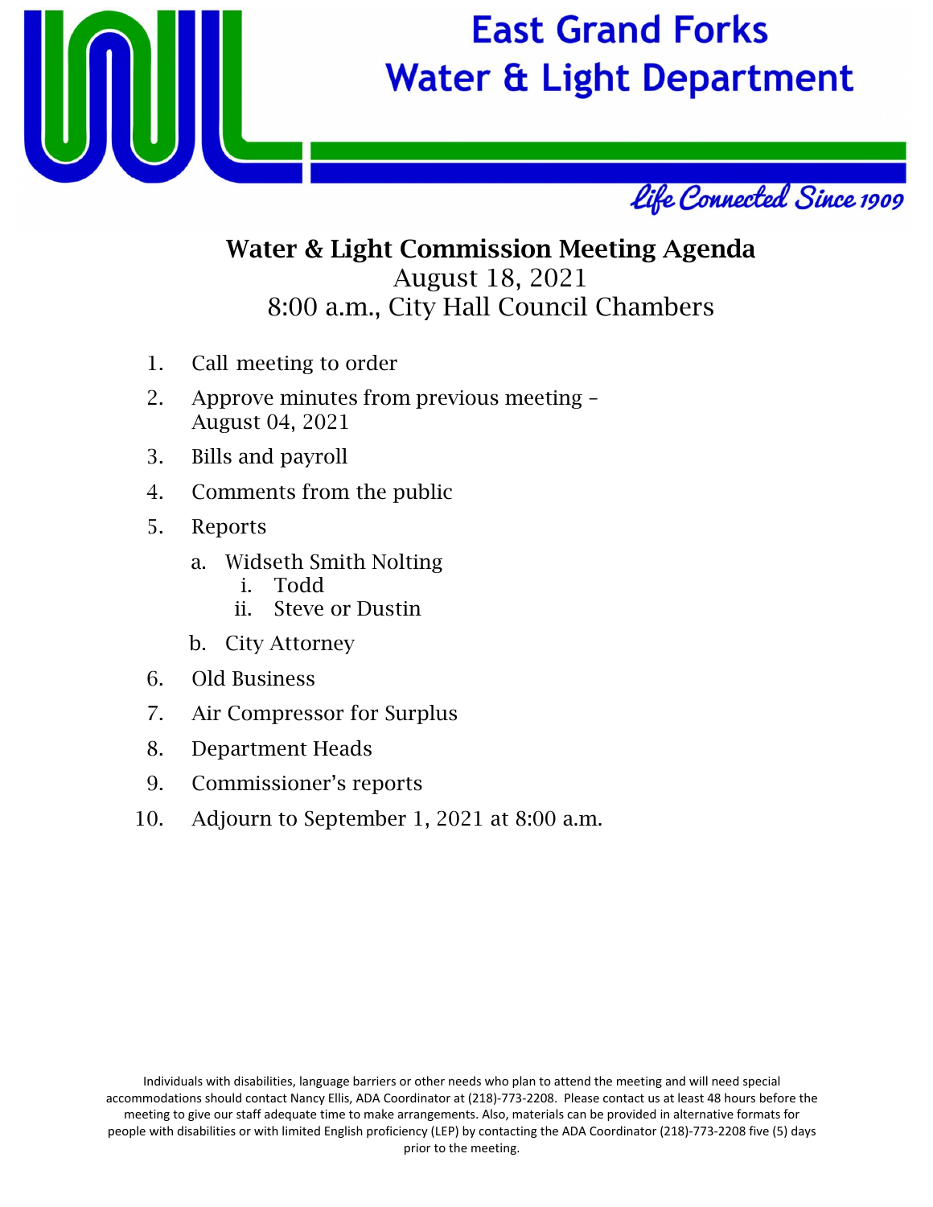# East Grand Forks Water & Light Department

*Life Connected Since 1909*

## Water & Light Commission Meeting Agenda

August 18, 2021
8:00 a.m., City Hall Council Chambers

1. Call meeting to order
2. Approve minutes from previous meeting – August 04, 2021
3. Bills and payroll
4. Comments from the public
5. Reports
   a. Widseth Smith Nolting
      i. Todd
      ii. Steve or Dustin
   b. City Attorney
6. Old Business
7. Air Compressor for Surplus
8. Department Heads
9. Commissioner's reports
10. Adjourn to September 1, 2021 at 8:00 a.m.

Individuals with disabilities, language barriers or other needs who plan to attend the meeting and will need special accommodations should contact Nancy Ellis, ADA Coordinator at (218)-773-2208. Please contact us at least 48 hours before the meeting to give our staff adequate time to make arrangements. Also, materials can be provided in alternative formats for people with disabilities or with limited English proficiency (LEP) by contacting the ADA Coordinator (218)-773-2208 five (5) days prior to the meeting.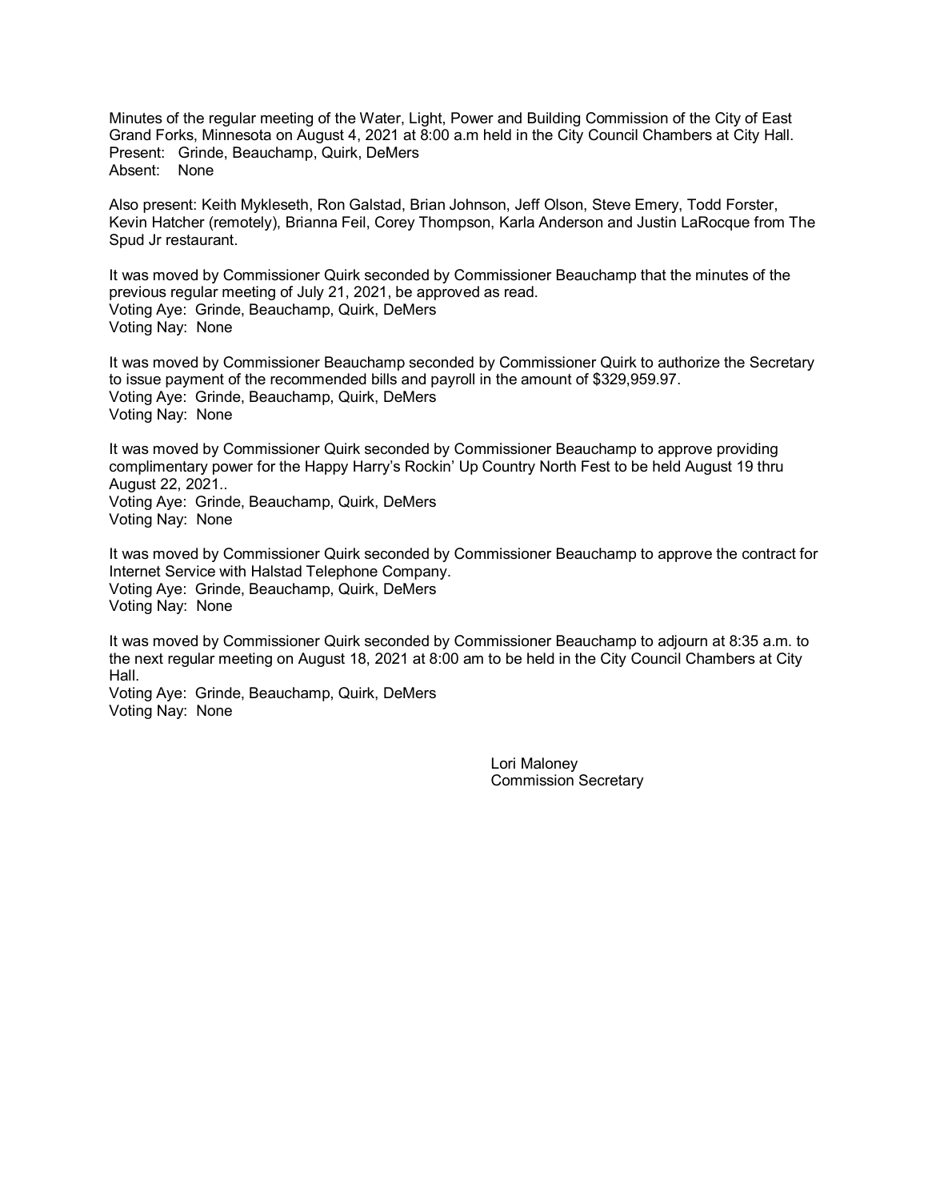Minutes of the regular meeting of the Water, Light, Power and Building Commission of the City of East Grand Forks, Minnesota on August 4, 2021 at 8:00 a.m held in the City Council Chambers at City Hall.
Present: Grinde, Beauchamp, Quirk, DeMers
Absent: None

Also present: Keith Mykleseth, Ron Galstad, Brian Johnson, Jeff Olson, Steve Emery, Todd Forster, Kevin Hatcher (remotely), Brianna Feil, Corey Thompson, Karla Anderson and Justin LaRocque from The Spud Jr restaurant.

It was moved by Commissioner Quirk seconded by Commissioner Beauchamp that the minutes of the previous regular meeting of July 21, 2021, be approved as read.
Voting Aye: Grinde, Beauchamp, Quirk, DeMers
Voting Nay: None

It was moved by Commissioner Beauchamp seconded by Commissioner Quirk to authorize the Secretary to issue payment of the recommended bills and payroll in the amount of $329,959.97.
Voting Aye: Grinde, Beauchamp, Quirk, DeMers
Voting Nay: None

It was moved by Commissioner Quirk seconded by Commissioner Beauchamp to approve providing complimentary power for the Happy Harry's Rockin' Up Country North Fest to be held August 19 thru August 22, 2021..
Voting Aye: Grinde, Beauchamp, Quirk, DeMers
Voting Nay: None

It was moved by Commissioner Quirk seconded by Commissioner Beauchamp to approve the contract for Internet Service with Halstad Telephone Company.
Voting Aye: Grinde, Beauchamp, Quirk, DeMers
Voting Nay: None

It was moved by Commissioner Quirk seconded by Commissioner Beauchamp to adjourn at 8:35 a.m. to the next regular meeting on August 18, 2021 at 8:00 am to be held in the City Council Chambers at City Hall.
Voting Aye: Grinde, Beauchamp, Quirk, DeMers
Voting Nay: None

Lori Maloney
Commission Secretary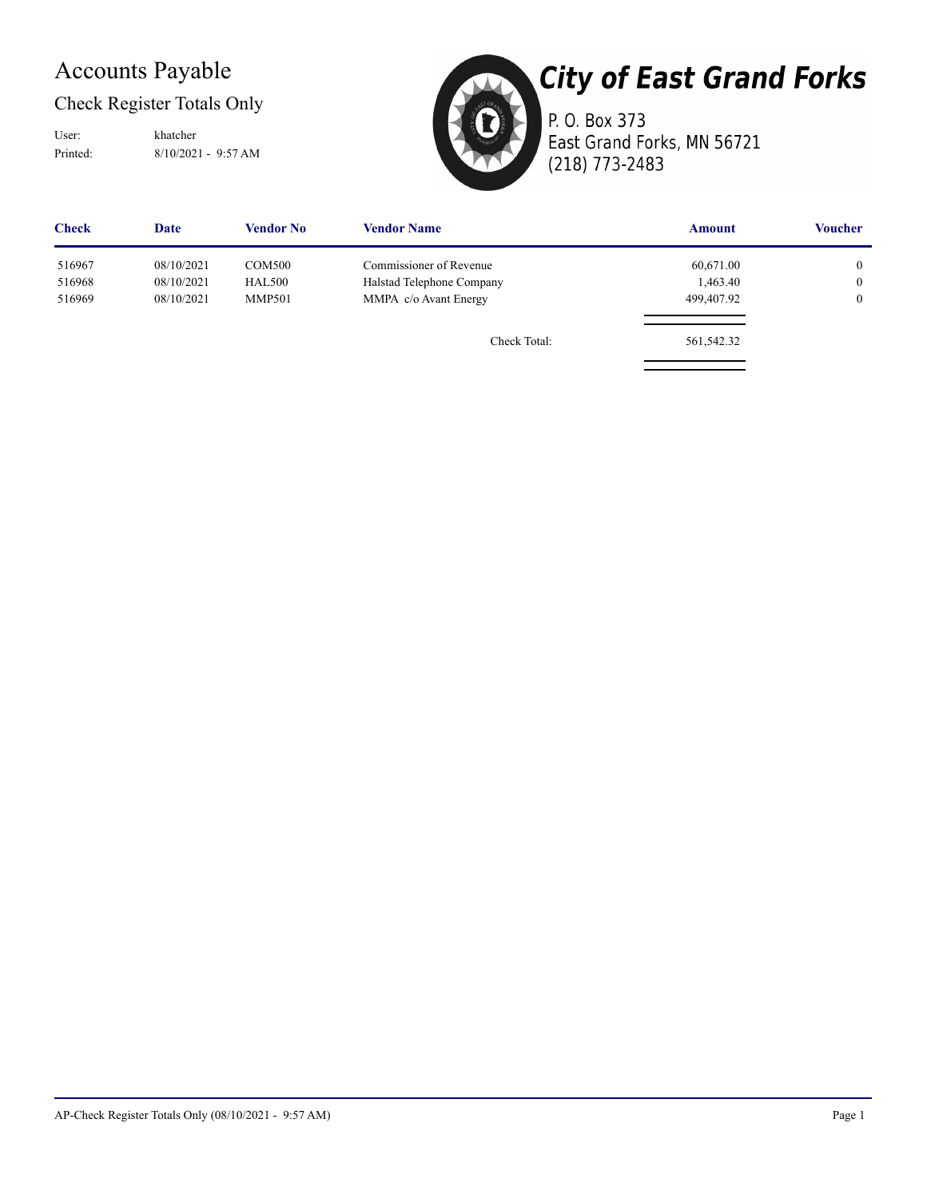# Accounts Payable

## Check Register Totals Only

User: khatcher
Printed: 8/10/2021 - 9:57 AM

## City of East Grand Forks

P. O. Box 373
East Grand Forks, MN 56721
(218) 773-2483

| Check | Date | Vendor No | Vendor Name | Amount | Voucher |
|---|---|---|---|---|---|
| 516967 | 08/10/2021 | COM500 | Commissioner of Revenue | 60,671.00 | 0 |
| 516968 | 08/10/2021 | HAL500 | Halstad Telephone Company | 1,463.40 | 0 |
| 516969 | 08/10/2021 | MMP501 | MMPA c/o Avant Energy | 499,407.92 | 0 |
| | | | Check Total: | 561,542.32 | |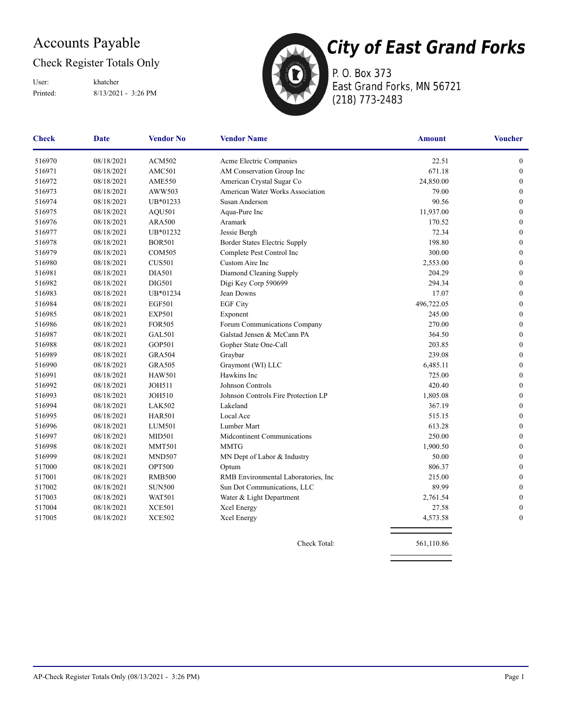# Accounts Payable

## Check Register Totals Only

User: khatcher
Printed: 8/13/2021 - 3:26 PM

# City of East Grand Forks

P. O. Box 373
East Grand Forks, MN 56721
(218) 773-2483

| Check | Date | Vendor No | Vendor Name | Amount | Voucher |
|---|---|---|---|---|---|
| 516970 | 08/18/2021 | ACM502 | Acme Electric Companies | 22.51 | 0 |
| 516971 | 08/18/2021 | AMC501 | AM Conservation Group Inc | 671.18 | 0 |
| 516972 | 08/18/2021 | AME550 | American Crystal Sugar Co | 24,850.00 | 0 |
| 516973 | 08/18/2021 | AWW503 | American Water Works Association | 79.00 | 0 |
| 516974 | 08/18/2021 | UB*01233 | Susan Anderson | 90.56 | 0 |
| 516975 | 08/18/2021 | AQU501 | Aqua-Pure Inc | 11,937.00 | 0 |
| 516976 | 08/18/2021 | ARA500 | Aramark | 170.52 | 0 |
| 516977 | 08/18/2021 | UB*01232 | Jessie Bergh | 72.34 | 0 |
| 516978 | 08/18/2021 | BOR501 | Border States Electric Supply | 198.80 | 0 |
| 516979 | 08/18/2021 | COM505 | Complete Pest Control Inc | 300.00 | 0 |
| 516980 | 08/18/2021 | CUS501 | Custom Aire Inc | 2,553.00 | 0 |
| 516981 | 08/18/2021 | DIA501 | Diamond Cleaning Supply | 204.29 | 0 |
| 516982 | 08/18/2021 | DIG501 | Digi Key Corp 590699 | 294.34 | 0 |
| 516983 | 08/18/2021 | UB*01234 | Jean Downs | 17.07 | 0 |
| 516984 | 08/18/2021 | EGF501 | EGF City | 496,722.05 | 0 |
| 516985 | 08/18/2021 | EXP501 | Exponent | 245.00 | 0 |
| 516986 | 08/18/2021 | FOR505 | Forum Communications Company | 270.00 | 0 |
| 516987 | 08/18/2021 | GAL501 | Galstad Jensen & McCann PA | 364.50 | 0 |
| 516988 | 08/18/2021 | GOP501 | Gopher State One-Call | 203.85 | 0 |
| 516989 | 08/18/2021 | GRA504 | Graybar | 239.08 | 0 |
| 516990 | 08/18/2021 | GRA505 | Graymont (WI) LLC | 6,485.11 | 0 |
| 516991 | 08/18/2021 | HAW501 | Hawkins Inc | 725.00 | 0 |
| 516992 | 08/18/2021 | JOH511 | Johnson Controls | 420.40 | 0 |
| 516993 | 08/18/2021 | JOH510 | Johnson Controls Fire Protection LP | 1,805.08 | 0 |
| 516994 | 08/18/2021 | LAK502 | Lakeland | 367.19 | 0 |
| 516995 | 08/18/2021 | HAR501 | Local Ace | 515.15 | 0 |
| 516996 | 08/18/2021 | LUM501 | Lumber Mart | 613.28 | 0 |
| 516997 | 08/18/2021 | MID501 | Midcontinent Communications | 250.00 | 0 |
| 516998 | 08/18/2021 | MMT501 | MMTG | 1,900.50 | 0 |
| 516999 | 08/18/2021 | MND507 | MN Dept of Labor & Industry | 50.00 | 0 |
| 517000 | 08/18/2021 | OPT500 | Optum | 806.37 | 0 |
| 517001 | 08/18/2021 | RMB500 | RMB Environmental Laboratories, Inc | 215.00 | 0 |
| 517002 | 08/18/2021 | SUN500 | Sun Dot Communications, LLC | 89.99 | 0 |
| 517003 | 08/18/2021 | WAT501 | Water & Light Department | 2,761.54 | 0 |
| 517004 | 08/18/2021 | XCE501 | Xcel Energy | 27.58 | 0 |
| 517005 | 08/18/2021 | XCE502 | Xcel Energy | 4,573.58 | 0 |
| | | | Check Total: | 561,110.86 | |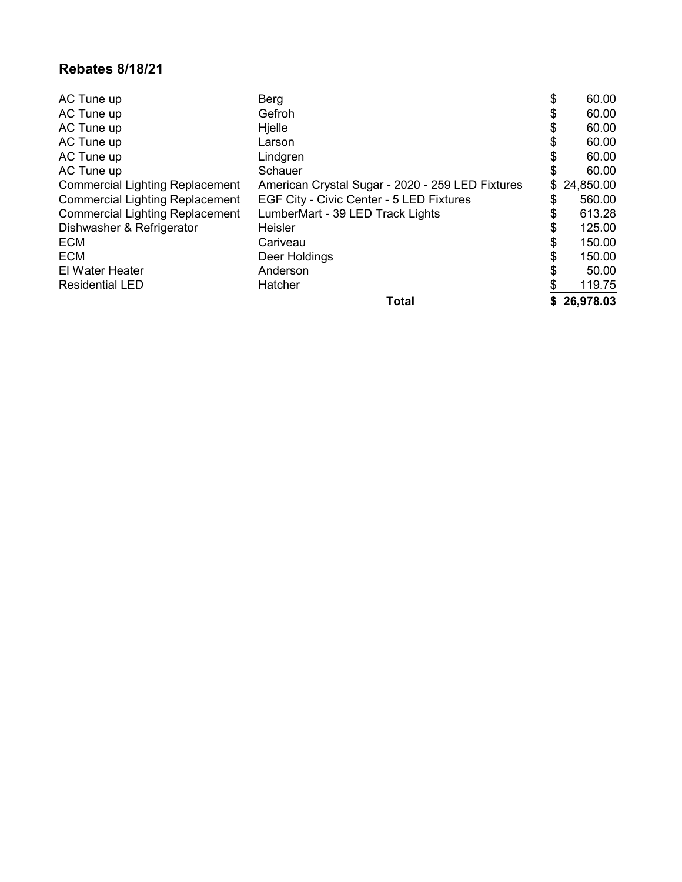## Rebates 8/18/21

| | | |
|---|---|---|
| AC Tune up | Berg | $ 60.00 |
| AC Tune up | Gefroh | $ 60.00 |
| AC Tune up | Hjelle | $ 60.00 |
| AC Tune up | Larson | $ 60.00 |
| AC Tune up | Lindgren | $ 60.00 |
| AC Tune up | Schauer | $ 60.00 |
| Commercial Lighting Replacement | American Crystal Sugar - 2020 - 259 LED Fixtures | $ 24,850.00 |
| Commercial Lighting Replacement | EGF City - Civic Center - 5 LED Fixtures | $ 560.00 |
| Commercial Lighting Replacement | LumberMart - 39 LED Track Lights | $ 613.28 |
| Dishwasher & Refrigerator | Heisler | $ 125.00 |
| ECM | Cariveau | $ 150.00 |
| ECM | Deer Holdings | $ 150.00 |
| El Water Heater | Anderson | $ 50.00 |
| Residential LED | Hatcher | $ 119.75 |
| | **Total** | **$ 26,978.03** |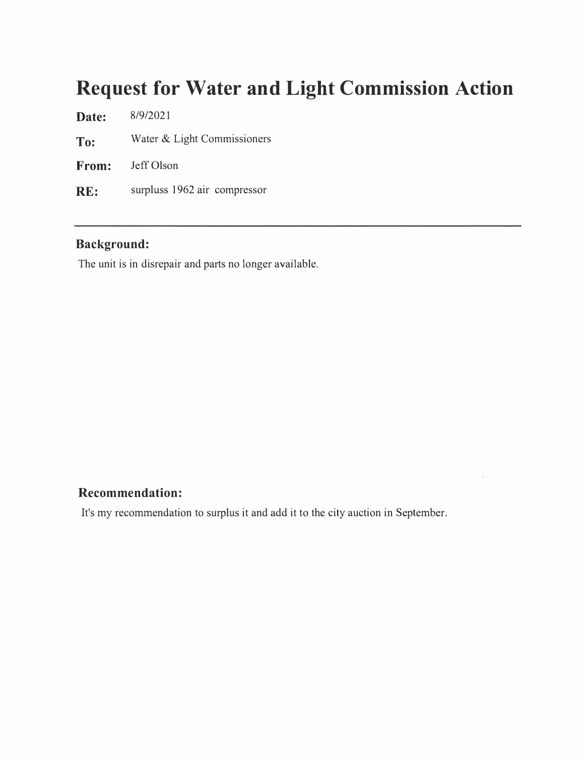# Request for Water and Light Commission Action

**Date:** 8/9/2021

**To:** Water & Light Commissioners

**From:** Jeff Olson

**RE:** surpluss 1962 air compressor

---

### Background:

The unit is in disrepair and parts no longer available.

### Recommendation:

It's my recommendation to surplus it and add it to the city auction in September.